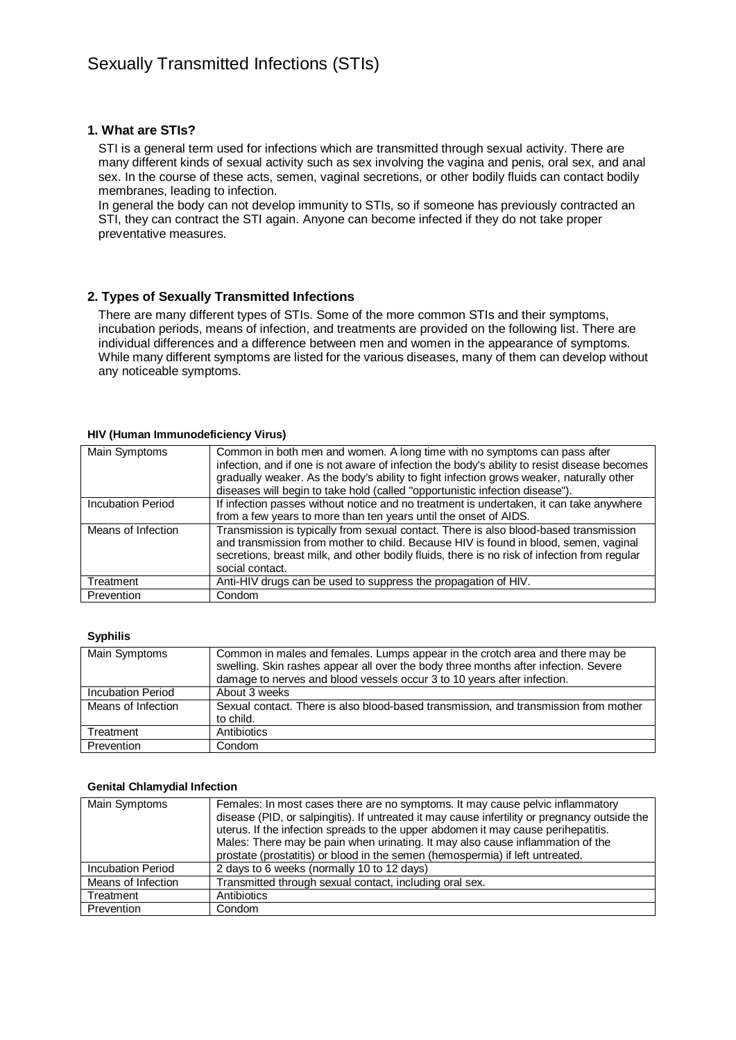# Sexually Transmitted Infections (STIs)

## 1. What are STIs?

STI is a general term used for infections which are transmitted through sexual activity. There are many different kinds of sexual activity such as sex involving the vagina and penis, oral sex, and anal sex. In the course of these acts, semen, vaginal secretions, or other bodily fluids can contact bodily membranes, leading to infection.

In general the body can not develop immunity to STIs, so if someone has previously contracted an STI, they can contract the STI again. Anyone can become infected if they do not take proper preventative measures.

## 2. Types of Sexually Transmitted Infections

There are many different types of STIs. Some of the more common STIs and their symptoms, incubation periods, means of infection, and treatments are provided on the following list. There are individual differences and a difference between men and women in the appearance of symptoms. While many different symptoms are listed for the various diseases, many of them can develop without any noticeable symptoms.

**HIV (Human Immunodeficiency Virus)**

| | |
|---|---|
| Main Symptoms | Common in both men and women. A long time with no symptoms can pass after infection, and if one is not aware of infection the body's ability to resist disease becomes gradually weaker. As the body's ability to fight infection grows weaker, naturally other diseases will begin to take hold (called "opportunistic infection disease"). |
| Incubation Period | If infection passes without notice and no treatment is undertaken, it can take anywhere from a few years to more than ten years until the onset of AIDS. |
| Means of Infection | Transmission is typically from sexual contact. There is also blood-based transmission and transmission from mother to child. Because HIV is found in blood, semen, vaginal secretions, breast milk, and other bodily fluids, there is no risk of infection from regular social contact. |
| Treatment | Anti-HIV drugs can be used to suppress the propagation of HIV. |
| Prevention | Condom |

**Syphilis**

| | |
|---|---|
| Main Symptoms | Common in males and females. Lumps appear in the crotch area and there may be swelling. Skin rashes appear all over the body three months after infection. Severe damage to nerves and blood vessels occur 3 to 10 years after infection. |
| Incubation Period | About 3 weeks |
| Means of Infection | Sexual contact. There is also blood-based transmission, and transmission from mother to child. |
| Treatment | Antibiotics |
| Prevention | Condom |

**Genital Chlamydial Infection**

| | |
|---|---|
| Main Symptoms | Females: In most cases there are no symptoms. It may cause pelvic inflammatory disease (PID, or salpingitis). If untreated it may cause infertility or pregnancy outside the uterus. If the infection spreads to the upper abdomen it may cause perihepatitis.<br>Males: There may be pain when urinating. It may also cause inflammation of the prostate (prostatitis) or blood in the semen (hemospermia) if left untreated. |
| Incubation Period | 2 days to 6 weeks (normally 10 to 12 days) |
| Means of Infection | Transmitted through sexual contact, including oral sex. |
| Treatment | Antibiotics |
| Prevention | Condom |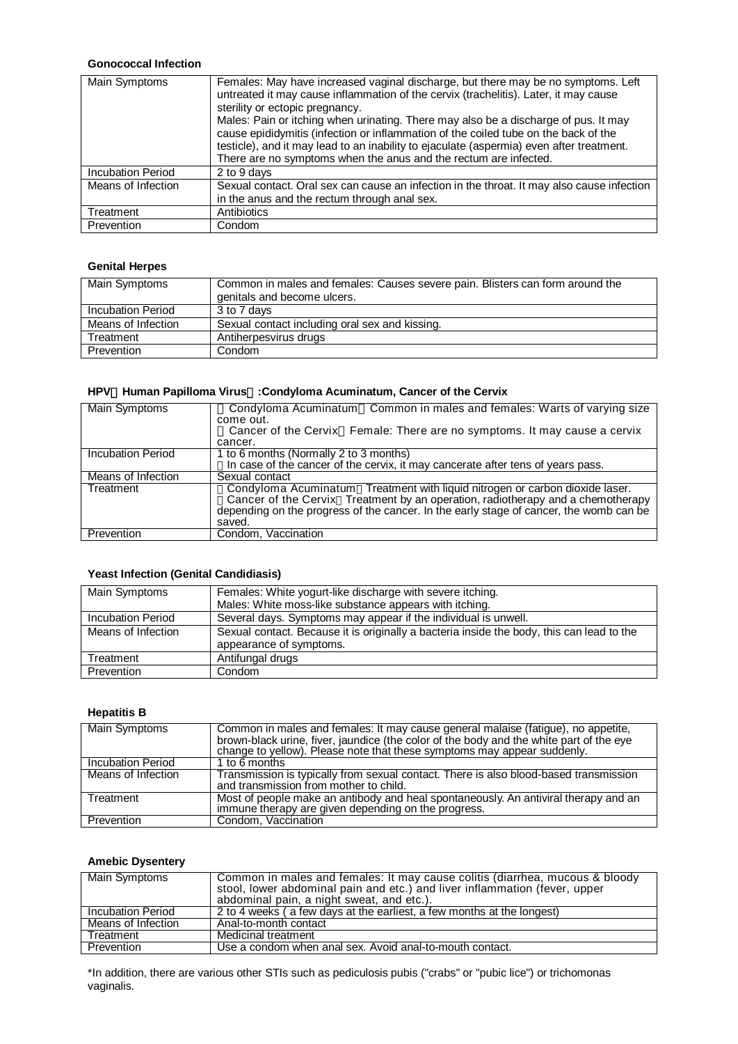**Gonococcal Infection**

| | |
|---|---|
| Main Symptoms | Females: May have increased vaginal discharge, but there may be no symptoms. Left untreated it may cause inflammation of the cervix (trachelitis). Later, it may cause sterility or ectopic pregnancy.<br>Males: Pain or itching when urinating. There may also be a discharge of pus. It may cause epididymitis (infection or inflammation of the coiled tube on the back of the testicle), and it may lead to an inability to ejaculate (aspermia) even after treatment.<br>There are no symptoms when the anus and the rectum are infected. |
| Incubation Period | 2 to 9 days |
| Means of Infection | Sexual contact. Oral sex can cause an infection in the throat. It may also cause infection in the anus and the rectum through anal sex. |
| Treatment | Antibiotics |
| Prevention | Condom |

**Genital Herpes**

| | |
|---|---|
| Main Symptoms | Common in males and females: Causes severe pain. Blisters can form around the genitals and become ulcers. |
| Incubation Period | 3 to 7 days |
| Means of Infection | Sexual contact including oral sex and kissing. |
| Treatment | Antiherpesvirus drugs |
| Prevention | Condom |

**HPV（Human Papilloma Virus）:Condyloma Acuminatum, Cancer of the Cervix**

| | |
|---|---|
| Main Symptoms | 【Condyloma Acuminatum】Common in males and females: Warts of varying size come out.<br>【Cancer of the Cervix】Female: There are no symptoms. It may cause a cervix cancer. |
| Incubation Period | 1 to 6 months (Normally 2 to 3 months)<br>※In case of the cancer of the cervix, it may cancerate after tens of years pass. |
| Means of Infection | Sexual contact |
| Treatment | 【Condyloma Acuminatum】Treatment with liquid nitrogen or carbon dioxide laser.<br>【Cancer of the Cervix】Treatment by an operation, radiotherapy and a chemotherapy depending on the progress of the cancer. In the early stage of cancer, the womb can be saved. |
| Prevention | Condom, Vaccination |

**Yeast Infection (Genital Candidiasis)**

| | |
|---|---|
| Main Symptoms | Females: White yogurt-like discharge with severe itching.<br>Males: White moss-like substance appears with itching. |
| Incubation Period | Several days. Symptoms may appear if the individual is unwell. |
| Means of Infection | Sexual contact. Because it is originally a bacteria inside the body, this can lead to the appearance of symptoms. |
| Treatment | Antifungal drugs |
| Prevention | Condom |

**Hepatitis B**

| | |
|---|---|
| Main Symptoms | Common in males and females: It may cause general malaise (fatigue), no appetite, brown-black urine, fiver, jaundice (the color of the body and the white part of the eye change to yellow). Please note that these symptoms may appear suddenly. |
| Incubation Period | 1 to 6 months |
| Means of Infection | Transmission is typically from sexual contact. There is also blood-based transmission and transmission from mother to child. |
| Treatment | Most of people make an antibody and heal spontaneously. An antiviral therapy and an immune therapy are given depending on the progress. |
| Prevention | Condom, Vaccination |

**Amebic Dysentery**

| | |
|---|---|
| Main Symptoms | Common in males and females: It may cause colitis (diarrhea, mucous & bloody stool, lower abdominal pain and etc.) and liver inflammation (fever, upper abdominal pain, a night sweat, and etc.). |
| Incubation Period | 2 to 4 weeks ( a few days at the earliest, a few months at the longest) |
| Means of Infection | Anal-to-month contact |
| Treatment | Medicinal treatment |
| Prevention | Use a condom when anal sex. Avoid anal-to-mouth contact. |

*In addition, there are various other STIs such as pediculosis pubis ("crabs" or "pubic lice") or trichomonas vaginalis.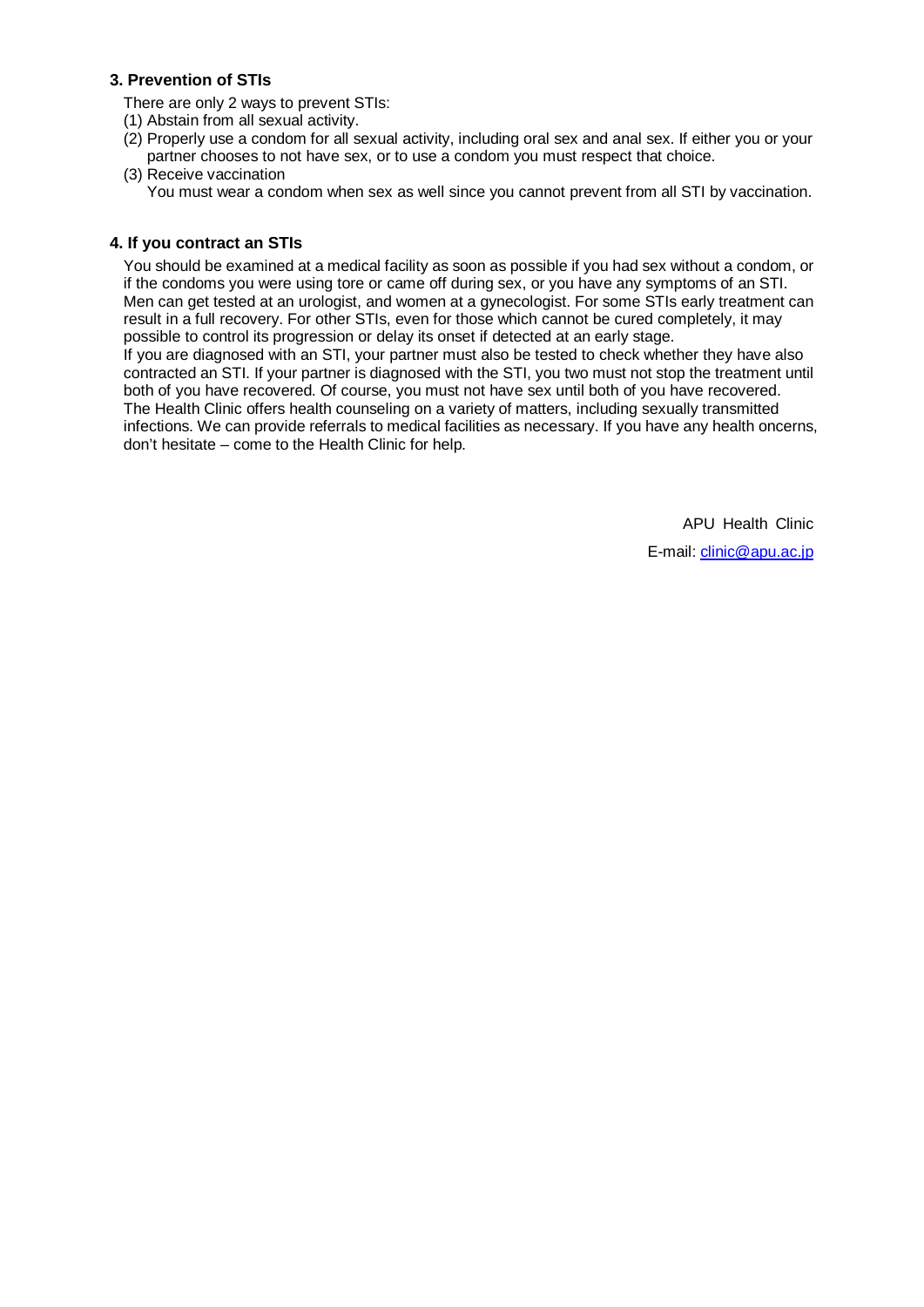### 3. Prevention of STIs

There are only 2 ways to prevent STIs:

(1) Abstain from all sexual activity.

(2) Properly use a condom for all sexual activity, including oral sex and anal sex. If either you or your partner chooses to not have sex, or to use a condom you must respect that choice.

(3) Receive vaccination
You must wear a condom when sex as well since you cannot prevent from all STI by vaccination.

### 4. If you contract an STIs

You should be examined at a medical facility as soon as possible if you had sex without a condom, or if the condoms you were using tore or came off during sex, or you have any symptoms of an STI. Men can get tested at an urologist, and women at a gynecologist. For some STIs early treatment can result in a full recovery. For other STIs, even for those which cannot be cured completely, it may possible to control its progression or delay its onset if detected at an early stage.

If you are diagnosed with an STI, your partner must also be tested to check whether they have also contracted an STI. If your partner is diagnosed with the STI, you two must not stop the treatment until both of you have recovered. Of course, you must not have sex until both of you have recovered.

The Health Clinic offers health counseling on a variety of matters, including sexually transmitted infections. We can provide referrals to medical facilities as necessary. If you have any health oncerns, don't hesitate – come to the Health Clinic for help.

APU Health Clinic

E-mail: clinic@apu.ac.jp